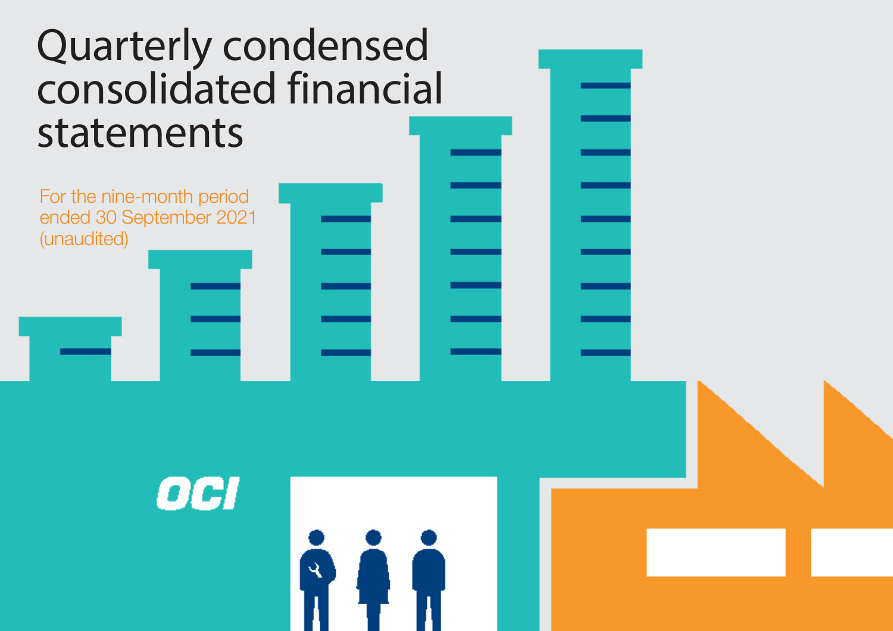# Quarterly condensed consolidated financial statements

For the nine-month period ended 30 September 2021 (unaudited)

OCI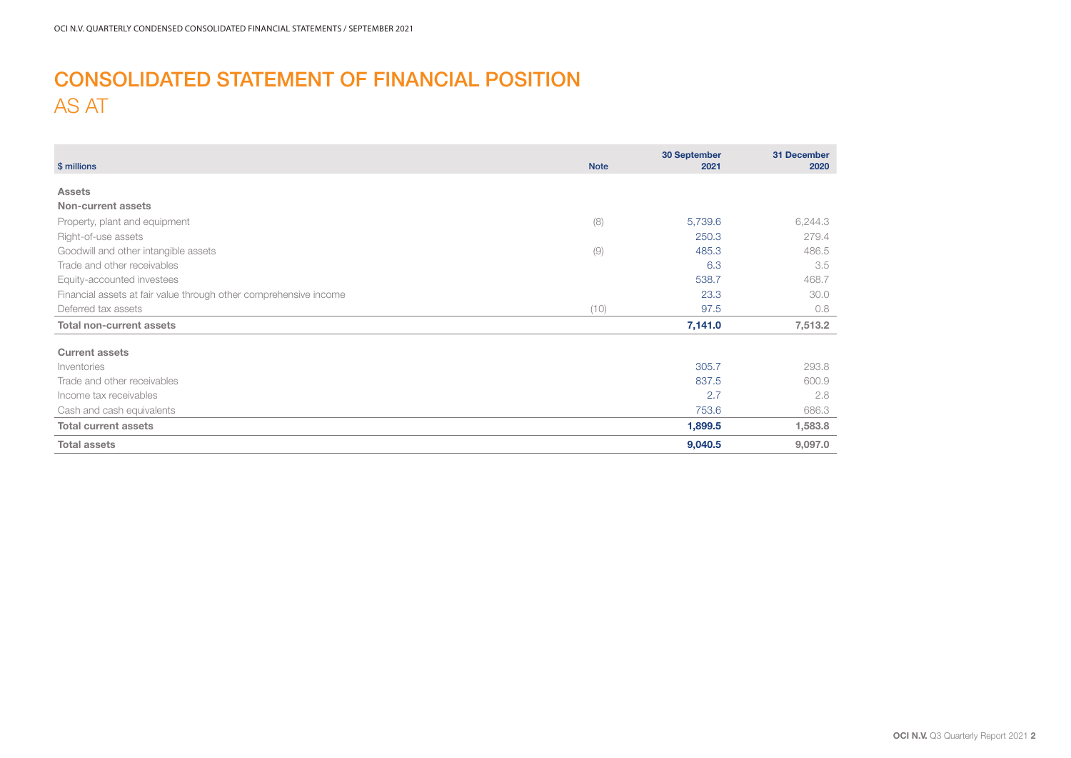# CONSOLIDATED STATEMENT OF FINANCIAL POSITION

## AS AT

| $ millions | Note | 30 September 2021 | 31 December 2020 |
|---|---|---|---|
| **Assets** | | | |
| **Non-current assets** | | | |
| Property, plant and equipment | (8) | 5,739.6 | 6,244.3 |
| Right-of-use assets | | 250.3 | 279.4 |
| Goodwill and other intangible assets | (9) | 485.3 | 486.5 |
| Trade and other receivables | | 6.3 | 3.5 |
| Equity-accounted investees | | 538.7 | 468.7 |
| Financial assets at fair value through other comprehensive income | | 23.3 | 30.0 |
| Deferred tax assets | (10) | 97.5 | 0.8 |
| **Total non-current assets** | | **7,141.0** | **7,513.2** |
| **Current assets** | | | |
| Inventories | | 305.7 | 293.8 |
| Trade and other receivables | | 837.5 | 600.9 |
| Income tax receivables | | 2.7 | 2.8 |
| Cash and cash equivalents | | 753.6 | 686.3 |
| **Total current assets** | | **1,899.5** | **1,583.8** |
| **Total assets** | | **9,040.5** | **9,097.0** |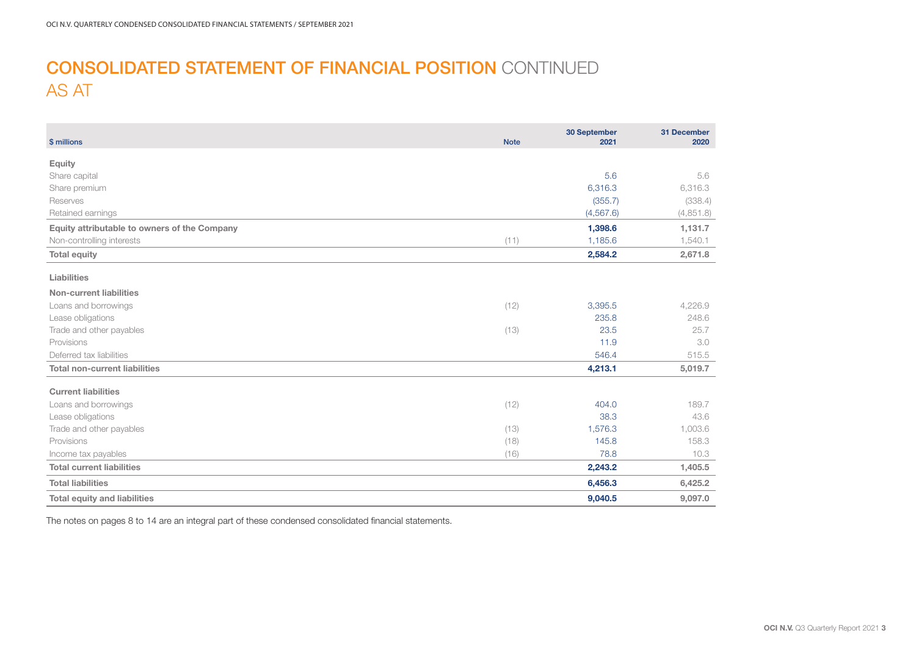# CONSOLIDATED STATEMENT OF FINANCIAL POSITION CONTINUED
## AS AT

| $ millions | Note | 30 September 2021 | 31 December 2020 |
|---|---|---|---|
| **Equity** | | | |
| Share capital | | 5.6 | 5.6 |
| Share premium | | 6,316.3 | 6,316.3 |
| Reserves | | (355.7) | (338.4) |
| Retained earnings | | (4,567.6) | (4,851.8) |
| **Equity attributable to owners of the Company** | | **1,398.6** | **1,131.7** |
| Non-controlling interests | (11) | 1,185.6 | 1,540.1 |
| **Total equity** | | **2,584.2** | **2,671.8** |
| **Liabilities** | | | |
| **Non-current liabilities** | | | |
| Loans and borrowings | (12) | 3,395.5 | 4,226.9 |
| Lease obligations | | 235.8 | 248.6 |
| Trade and other payables | (13) | 23.5 | 25.7 |
| Provisions | | 11.9 | 3.0 |
| Deferred tax liabilities | | 546.4 | 515.5 |
| **Total non-current liabilities** | | **4,213.1** | **5,019.7** |
| **Current liabilities** | | | |
| Loans and borrowings | (12) | 404.0 | 189.7 |
| Lease obligations | | 38.3 | 43.6 |
| Trade and other payables | (13) | 1,576.3 | 1,003.6 |
| Provisions | (18) | 145.8 | 158.3 |
| Income tax payables | (16) | 78.8 | 10.3 |
| **Total current liabilities** | | **2,243.2** | **1,405.5** |
| **Total liabilities** | | **6,456.3** | **6,425.2** |
| **Total equity and liabilities** | | **9,040.5** | **9,097.0** |

The notes on pages 8 to 14 are an integral part of these condensed consolidated financial statements.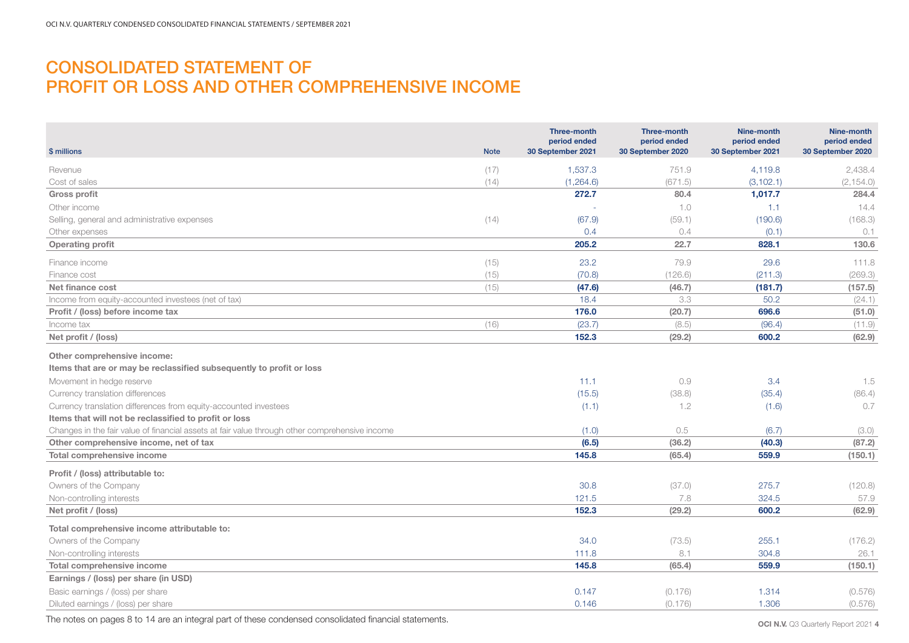# CONSOLIDATED STATEMENT OF PROFIT OR LOSS AND OTHER COMPREHENSIVE INCOME

| $ millions | Note | Three-month period ended 30 September 2021 | Three-month period ended 30 September 2020 | Nine-month period ended 30 September 2021 | Nine-month period ended 30 September 2020 |
|---|---|---|---|---|---|
| Revenue | (17) | 1,537.3 | 751.9 | 4,119.8 | 2,438.4 |
| Cost of sales | (14) | (1,264.6) | (671.5) | (3,102.1) | (2,154.0) |
| **Gross profit** | | **272.7** | **80.4** | **1,017.7** | **284.4** |
| Other income | | - | 1.0 | 1.1 | 14.4 |
| Selling, general and administrative expenses | (14) | (67.9) | (59.1) | (190.6) | (168.3) |
| Other expenses | | 0.4 | 0.4 | (0.1) | 0.1 |
| **Operating profit** | | **205.2** | **22.7** | **828.1** | **130.6** |
| Finance income | (15) | 23.2 | 79.9 | 29.6 | 111.8 |
| Finance cost | (15) | (70.8) | (126.6) | (211.3) | (269.3) |
| **Net finance cost** | (15) | **(47.6)** | **(46.7)** | **(181.7)** | **(157.5)** |
| Income from equity-accounted investees (net of tax) | | 18.4 | 3.3 | 50.2 | (24.1) |
| **Profit / (loss) before income tax** | | **176.0** | **(20.7)** | **696.6** | **(51.0)** |
| Income tax | (16) | (23.7) | (8.5) | (96.4) | (11.9) |
| **Net profit / (loss)** | | **152.3** | **(29.2)** | **600.2** | **(62.9)** |
| **Other comprehensive income:** | | | | | |
| **Items that are or may be reclassified subsequently to profit or loss** | | | | | |
| Movement in hedge reserve | | 11.1 | 0.9 | 3.4 | 1.5 |
| Currency translation differences | | (15.5) | (38.8) | (35.4) | (86.4) |
| Currency translation differences from equity-accounted investees | | (1.1) | 1.2 | (1.6) | 0.7 |
| **Items that will not be reclassified to profit or loss** | | | | | |
| Changes in the fair value of financial assets at fair value through other comprehensive income | | (1.0) | 0.5 | (6.7) | (3.0) |
| **Other comprehensive income, net of tax** | | **(6.5)** | **(36.2)** | **(40.3)** | **(87.2)** |
| **Total comprehensive income** | | **145.8** | **(65.4)** | **559.9** | **(150.1)** |
| **Profit / (loss) attributable to:** | | | | | |
| Owners of the Company | | 30.8 | (37.0) | 275.7 | (120.8) |
| Non-controlling interests | | 121.5 | 7.8 | 324.5 | 57.9 |
| **Net profit / (loss)** | | **152.3** | **(29.2)** | **600.2** | **(62.9)** |
| **Total comprehensive income attributable to:** | | | | | |
| Owners of the Company | | 34.0 | (73.5) | 255.1 | (176.2) |
| Non-controlling interests | | 111.8 | 8.1 | 304.8 | 26.1 |
| **Total comprehensive income** | | **145.8** | **(65.4)** | **559.9** | **(150.1)** |
| **Earnings / (loss) per share (in USD)** | | | | | |
| Basic earnings / (loss) per share | | 0.147 | (0.176) | 1.314 | (0.576) |
| Diluted earnings / (loss) per share | | 0.146 | (0.176) | 1.306 | (0.576) |

The notes on pages 8 to 14 are an integral part of these condensed consolidated financial statements.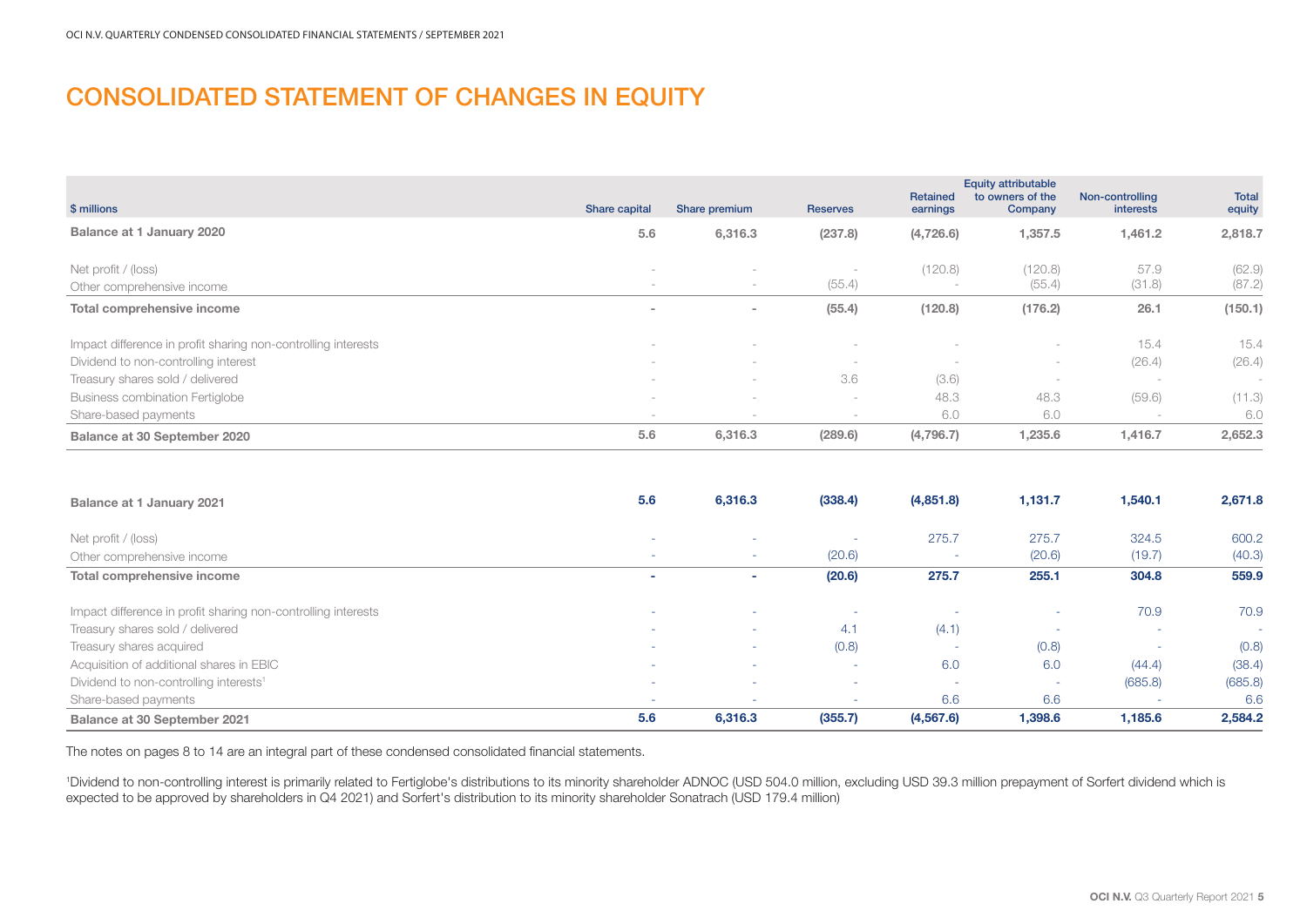# CONSOLIDATED STATEMENT OF CHANGES IN EQUITY

| $ millions | Share capital | Share premium | Reserves | Retained earnings | Equity attributable to owners of the Company | Non-controlling interests | Total equity |
|---|---|---|---|---|---|---|---|
| **Balance at 1 January 2020** | **5.6** | **6,316.3** | **(237.8)** | **(4,726.6)** | **1,357.5** | **1,461.2** | **2,818.7** |
| Net profit / (loss) | - | - | - | (120.8) | (120.8) | 57.9 | (62.9) |
| Other comprehensive income | - | - | (55.4) | - | (55.4) | (31.8) | (87.2) |
| **Total comprehensive income** | **-** | **-** | **(55.4)** | **(120.8)** | **(176.2)** | **26.1** | **(150.1)** |
| Impact difference in profit sharing non-controlling interests | - | - | - | - | - | 15.4 | 15.4 |
| Dividend to non-controlling interest | - | - | - | - | - | (26.4) | (26.4) |
| Treasury shares sold / delivered | - | - | 3.6 | (3.6) | - | - | - |
| Business combination Fertiglobe | - | - | - | 48.3 | 48.3 | (59.6) | (11.3) |
| Share-based payments | - | - | - | 6.0 | 6.0 | - | 6.0 |
| **Balance at 30 September 2020** | **5.6** | **6,316.3** | **(289.6)** | **(4,796.7)** | **1,235.6** | **1,416.7** | **2,652.3** |
| | | | | | | | |
| **Balance at 1 January 2021** | **5.6** | **6,316.3** | **(338.4)** | **(4,851.8)** | **1,131.7** | **1,540.1** | **2,671.8** |
| Net profit / (loss) | - | - | - | 275.7 | 275.7 | 324.5 | 600.2 |
| Other comprehensive income | - | - | (20.6) | - | (20.6) | (19.7) | (40.3) |
| **Total comprehensive income** | **-** | **-** | **(20.6)** | **275.7** | **255.1** | **304.8** | **559.9** |
| Impact difference in profit sharing non-controlling interests | - | - | - | - | - | 70.9 | 70.9 |
| Treasury shares sold / delivered | - | - | 4.1 | (4.1) | - | - | - |
| Treasury shares acquired | - | - | (0.8) | - | (0.8) | - | (0.8) |
| Acquisition of additional shares in EBIC | - | - | - | 6.0 | 6.0 | (44.4) | (38.4) |
| Dividend to non-controlling interests[1] | - | - | - | - | - | (685.8) | (685.8) |
| Share-based payments | - | - | - | 6.6 | 6.6 | - | 6.6 |
| **Balance at 30 September 2021** | **5.6** | **6,316.3** | **(355.7)** | **(4,567.6)** | **1,398.6** | **1,185.6** | **2,584.2** |

The notes on pages 8 to 14 are an integral part of these condensed consolidated financial statements.

[1]Dividend to non-controlling interest is primarily related to Fertiglobe's distributions to its minority shareholder ADNOC (USD 504.0 million, excluding USD 39.3 million prepayment of Sorfert dividend which is expected to be approved by shareholders in Q4 2021) and Sorfert's distribution to its minority shareholder Sonatrach (USD 179.4 million)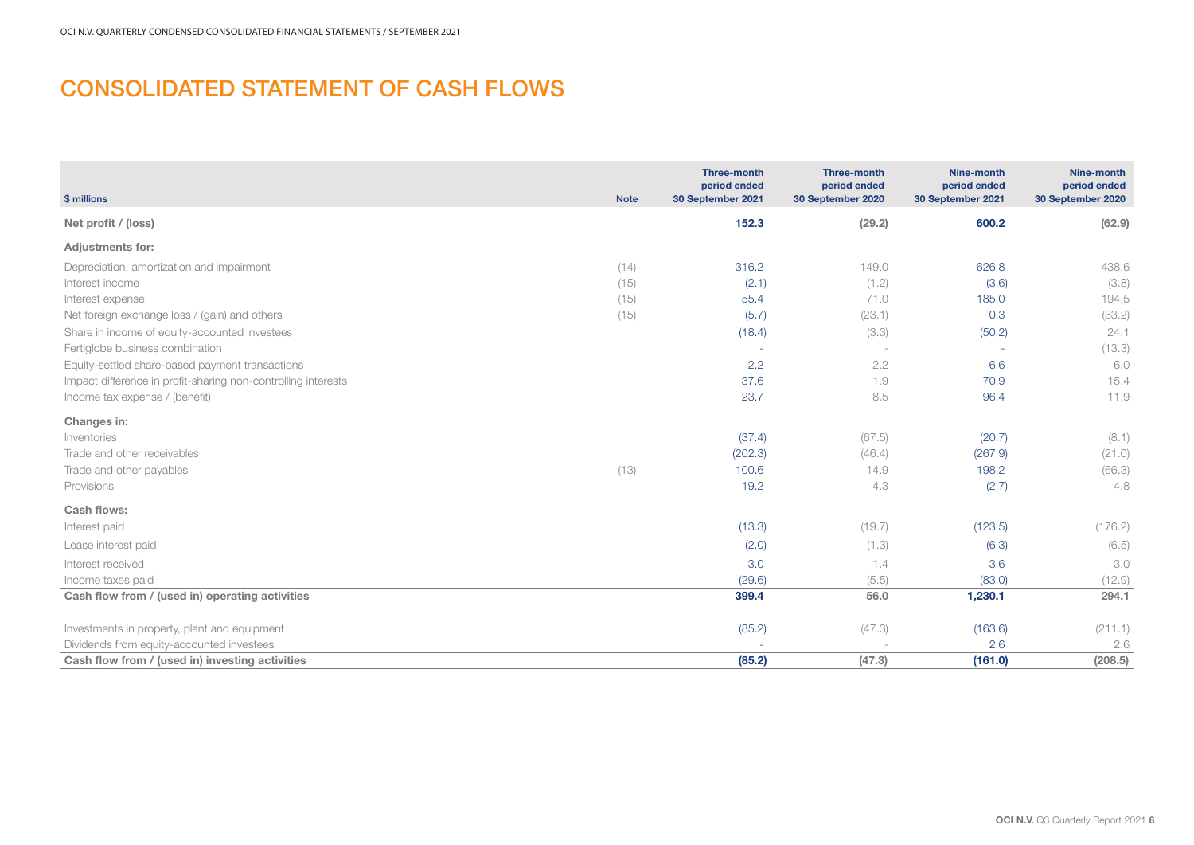# CONSOLIDATED STATEMENT OF CASH FLOWS

| $ millions | Note | Three-month period ended 30 September 2021 | Three-month period ended 30 September 2020 | Nine-month period ended 30 September 2021 | Nine-month period ended 30 September 2020 |
|---|---|---|---|---|---|
| **Net profit / (loss)** | | **152.3** | **(29.2)** | **600.2** | **(62.9)** |
| **Adjustments for:** | | | | | |
| Depreciation, amortization and impairment | (14) | 316.2 | 149.0 | 626.8 | 438.6 |
| Interest income | (15) | (2.1) | (1.2) | (3.6) | (3.8) |
| Interest expense | (15) | 55.4 | 71.0 | 185.0 | 194.5 |
| Net foreign exchange loss / (gain) and others | (15) | (5.7) | (23.1) | 0.3 | (33.2) |
| Share in income of equity-accounted investees | | (18.4) | (3.3) | (50.2) | 24.1 |
| Fertiglobe business combination | | - | - | - | (13.3) |
| Equity-settled share-based payment transactions | | 2.2 | 2.2 | 6.6 | 6.0 |
| Impact difference in profit-sharing non-controlling interests | | 37.6 | 1.9 | 70.9 | 15.4 |
| Income tax expense / (benefit) | | 23.7 | 8.5 | 96.4 | 11.9 |
| **Changes in:** | | | | | |
| Inventories | | (37.4) | (67.5) | (20.7) | (8.1) |
| Trade and other receivables | | (202.3) | (46.4) | (267.9) | (21.0) |
| Trade and other payables | (13) | 100.6 | 14.9 | 198.2 | (66.3) |
| Provisions | | 19.2 | 4.3 | (2.7) | 4.8 |
| **Cash flows:** | | | | | |
| Interest paid | | (13.3) | (19.7) | (123.5) | (176.2) |
| Lease interest paid | | (2.0) | (1.3) | (6.3) | (6.5) |
| Interest received | | 3.0 | 1.4 | 3.6 | 3.0 |
| Income taxes paid | | (29.6) | (5.5) | (83.0) | (12.9) |
| **Cash flow from / (used in) operating activities** | | **399.4** | **56.0** | **1,230.1** | **294.1** |
| | | | | | |
| Investments in property, plant and equipment | | (85.2) | (47.3) | (163.6) | (211.1) |
| Dividends from equity-accounted investees | | - | - | 2.6 | 2.6 |
| **Cash flow from / (used in) investing activities** | | **(85.2)** | **(47.3)** | **(161.0)** | **(208.5)** |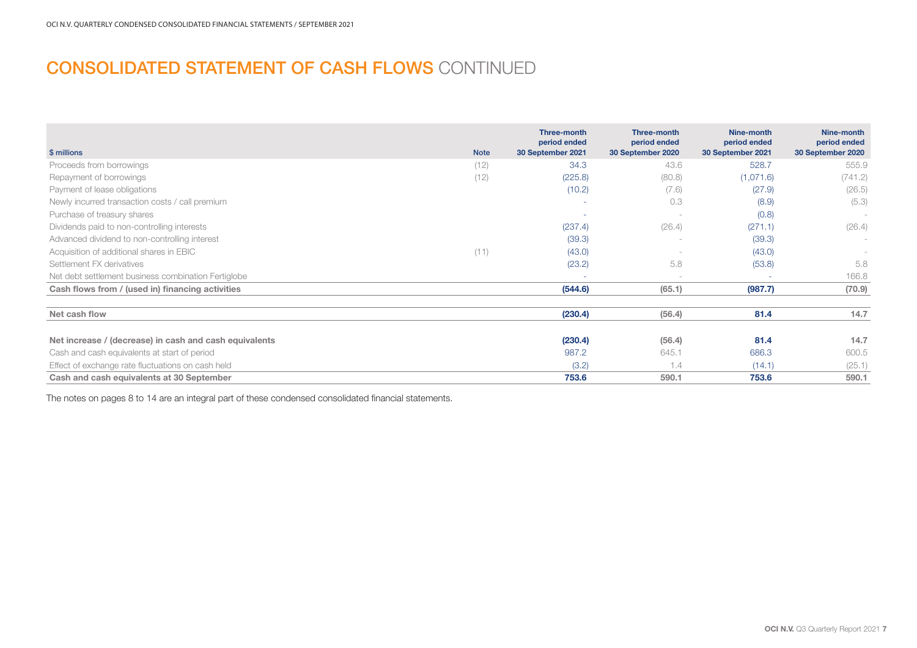# CONSOLIDATED STATEMENT OF CASH FLOWS CONTINUED

| $ millions | Note | Three-month period ended 30 September 2021 | Three-month period ended 30 September 2020 | Nine-month period ended 30 September 2021 | Nine-month period ended 30 September 2020 |
|---|---|---|---|---|---|
| Proceeds from borrowings | (12) | 34.3 | 43.6 | 528.7 | 555.9 |
| Repayment of borrowings | (12) | (225.8) | (80.8) | (1,071.6) | (741.2) |
| Payment of lease obligations | | (10.2) | (7.6) | (27.9) | (26.5) |
| Newly incurred transaction costs / call premium | | - | 0.3 | (8.9) | (5.3) |
| Purchase of treasury shares | | - | - | (0.8) | - |
| Dividends paid to non-controlling interests | | (237.4) | (26.4) | (271.1) | (26.4) |
| Advanced dividend to non-controlling interest | | (39.3) | - | (39.3) | - |
| Acquisition of additional shares in EBIC | (11) | (43.0) | - | (43.0) | - |
| Settlement FX derivatives | | (23.2) | 5.8 | (53.8) | 5.8 |
| Net debt settlement business combination Fertiglobe | | - | - | - | 166.8 |
| **Cash flows from / (used in) financing activities** | | **(544.6)** | **(65.1)** | **(987.7)** | **(70.9)** |
| | | | | | |
| **Net cash flow** | | **(230.4)** | **(56.4)** | **81.4** | **14.7** |
| | | | | | |
| **Net increase / (decrease) in cash and cash equivalents** | | **(230.4)** | **(56.4)** | **81.4** | **14.7** |
| Cash and cash equivalents at start of period | | 987.2 | 645.1 | 686.3 | 600.5 |
| Effect of exchange rate fluctuations on cash held | | (3.2) | 1.4 | (14.1) | (25.1) |
| **Cash and cash equivalents at 30 September** | | **753.6** | **590.1** | **753.6** | **590.1** |

The notes on pages 8 to 14 are an integral part of these condensed consolidated financial statements.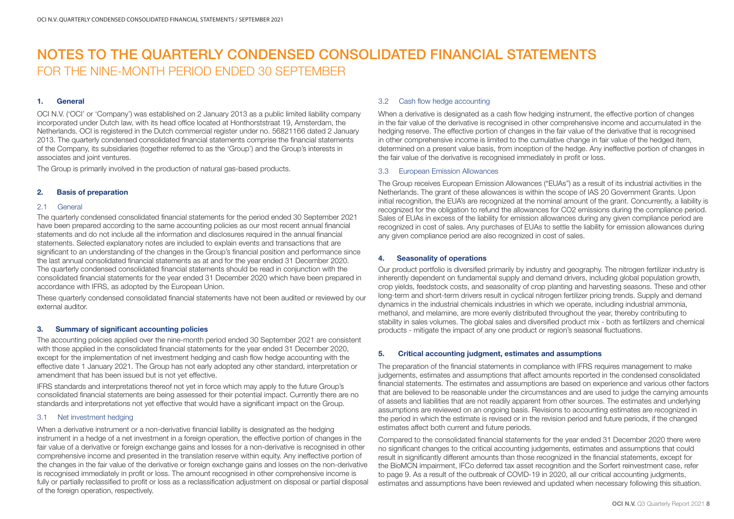# NOTES TO THE QUARTERLY CONDENSED CONSOLIDATED FINANCIAL STATEMENTS
## FOR THE NINE-MONTH PERIOD ENDED 30 SEPTEMBER

### 1. General

OCI N.V. ('OCI' or 'Company') was established on 2 January 2013 as a public limited liability company incorporated under Dutch law, with its head office located at Honthorststraat 19, Amsterdam, the Netherlands. OCI is registered in the Dutch commercial register under no. 56821166 dated 2 January 2013. The quarterly condensed consolidated financial statements comprise the financial statements of the Company, its subsidiaries (together referred to as the 'Group') and the Group's interests in associates and joint ventures.

The Group is primarily involved in the production of natural gas-based products.

### 2. Basis of preparation

#### 2.1 General

The quarterly condensed consolidated financial statements for the period ended 30 September 2021 have been prepared according to the same accounting policies as our most recent annual financial statements and do not include all the information and disclosures required in the annual financial statements. Selected explanatory notes are included to explain events and transactions that are significant to an understanding of the changes in the Group's financial position and performance since the last annual consolidated financial statements as at and for the year ended 31 December 2020. The quarterly condensed consolidated financial statements should be read in conjunction with the consolidated financial statements for the year ended 31 December 2020 which have been prepared in accordance with IFRS, as adopted by the European Union.

These quarterly condensed consolidated financial statements have not been audited or reviewed by our external auditor.

### 3. Summary of significant accounting policies

The accounting policies applied over the nine-month period ended 30 September 2021 are consistent with those applied in the consolidated financial statements for the year ended 31 December 2020, except for the implementation of net investment hedging and cash flow hedge accounting with the effective date 1 January 2021. The Group has not early adopted any other standard, interpretation or amendment that has been issued but is not yet effective.

IFRS standards and interpretations thereof not yet in force which may apply to the future Group's consolidated financial statements are being assessed for their potential impact. Currently there are no standards and interpretations not yet effective that would have a significant impact on the Group.

#### 3.1 Net investment hedging

When a derivative instrument or a non-derivative financial liability is designated as the hedging instrument in a hedge of a net investment in a foreign operation, the effective portion of changes in the fair value of a derivative or foreign exchange gains and losses for a non-derivative is recognised in other comprehensive income and presented in the translation reserve within equity. Any ineffective portion of the changes in the fair value of the derivative or foreign exchange gains and losses on the non-derivative is recognised immediately in profit or loss. The amount recognised in other comprehensive income is fully or partially reclassified to profit or loss as a reclassification adjustment on disposal or partial disposal of the foreign operation, respectively.

#### 3.2 Cash flow hedge accounting

When a derivative is designated as a cash flow hedging instrument, the effective portion of changes in the fair value of the derivative is recognised in other comprehensive income and accumulated in the hedging reserve. The effective portion of changes in the fair value of the derivative that is recognised in other comprehensive income is limited to the cumulative change in fair value of the hedged item, determined on a present value basis, from inception of the hedge. Any ineffective portion of changes in the fair value of the derivative is recognised immediately in profit or loss.

#### 3.3 European Emission Allowances

The Group receives European Emission Allowances ("EUAs") as a result of its industrial activities in the Netherlands. The grant of these allowances is within the scope of IAS 20 Government Grants. Upon initial recognition, the EUA's are recognized at the nominal amount of the grant. Concurrently, a liability is recognized for the obligation to refund the allowances for CO2 emissions during the compliance period. Sales of EUAs in excess of the liability for emission allowances during any given compliance period are recognized in cost of sales. Any purchases of EUAs to settle the liability for emission allowances during any given compliance period are also recognized in cost of sales.

### 4. Seasonality of operations

Our product portfolio is diversified primarily by industry and demand geography. The nitrogen fertilizer industry is inherently dependent on fundamental supply and demand drivers, including global population growth, crop yields, feedstock costs, and seasonality of crop planting and harvesting seasons. These and other long-term and short-term drivers result in cyclical nitrogen fertilizer pricing trends. Supply and demand dynamics in the industrial chemicals industries in which we operate, including industrial ammonia, methanol, and melamine, are more evenly distributed throughout the year, thereby contributing to stability in sales volumes. The global sales and diversified product mix - both as fertilizers and chemical products - mitigate the impact of any one product or region's seasonal fluctuations.

### 5. Critical accounting judgment, estimates and assumptions

The preparation of the financial statements in compliance with IFRS requires management to make judgements, estimates and assumptions that affect amounts reported in the condensed consolidated financial statements. The estimates and assumptions are based on experience and various other factors that are believed to be reasonable under the circumstances and are used to judge the carrying amounts of assets and liabilities that are not readily apparent from other sources. The estimates and underlying assumptions are reviewed on an ongoing basis. Revisions to accounting estimates are recognized in the period in which the estimate is revised or in the revision period and future periods, if the changed estimates affect both current and future periods.

Compared to the consolidated financial statements for the year ended 31 December 2020 there were no significant changes to the critical accounting judgements, estimates and assumptions that could result in significantly different amounts than those recognized in the financial statements, except for the BioMCN impairment, IFCo deferred tax asset recognition and the Sorfert reinvestment case, refer to page 9. As a result of the outbreak of COVID-19 in 2020, all our critical accounting judgments, estimates and assumptions have been reviewed and updated when necessary following this situation.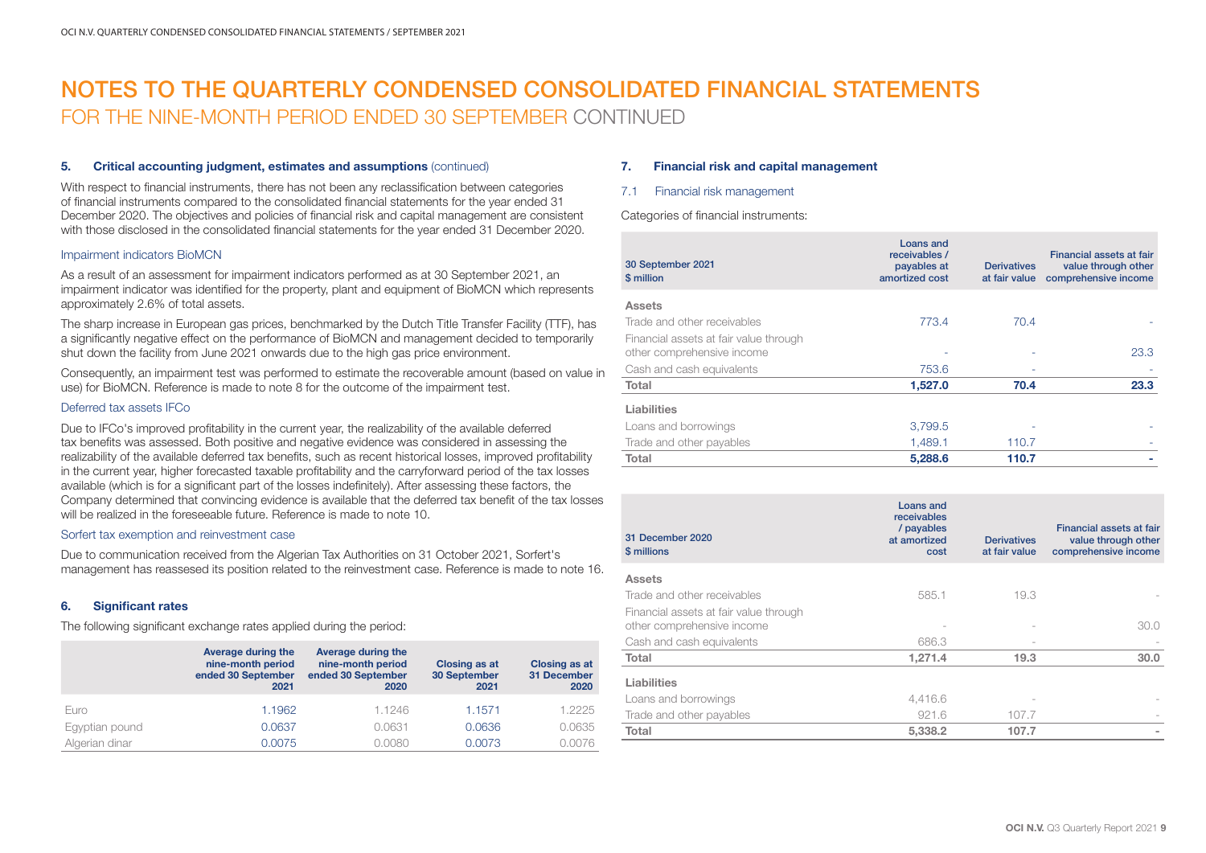# NOTES TO THE QUARTERLY CONDENSED CONSOLIDATED FINANCIAL STATEMENTS

## FOR THE NINE-MONTH PERIOD ENDED 30 SEPTEMBER CONTINUED

### 5. Critical accounting judgment, estimates and assumptions (continued)

With respect to financial instruments, there has not been any reclassification between categories of financial instruments compared to the consolidated financial statements for the year ended 31 December 2020. The objectives and policies of financial risk and capital management are consistent with those disclosed in the consolidated financial statements for the year ended 31 December 2020.

#### Impairment indicators BioMCN

As a result of an assessment for impairment indicators performed as at 30 September 2021, an impairment indicator was identified for the property, plant and equipment of BioMCN which represents approximately 2.6% of total assets.

The sharp increase in European gas prices, benchmarked by the Dutch Title Transfer Facility (TTF), has a significantly negative effect on the performance of BioMCN and management decided to temporarily shut down the facility from June 2021 onwards due to the high gas price environment.

Consequently, an impairment test was performed to estimate the recoverable amount (based on value in use) for BioMCN. Reference is made to note 8 for the outcome of the impairment test.

#### Deferred tax assets IFCo

Due to IFCo's improved profitability in the current year, the realizability of the available deferred tax benefits was assessed. Both positive and negative evidence was considered in assessing the realizability of the available deferred tax benefits, such as recent historical losses, improved profitability in the current year, higher forecasted taxable profitability and the carryforward period of the tax losses available (which is for a significant part of the losses indefinitely). After assessing these factors, the Company determined that convincing evidence is available that the deferred tax benefit of the tax losses will be realized in the foreseeable future. Reference is made to note 10.

#### Sorfert tax exemption and reinvestment case

Due to communication received from the Algerian Tax Authorities on 31 October 2021, Sorfert's management has reassessed its position related to the reinvestment case. Reference is made to note 16.

### 6. Significant rates

The following significant exchange rates applied during the period:

| | Average during the nine-month period ended 30 September 2021 | Average during the nine-month period ended 30 September 2020 | Closing as at 30 September 2021 | Closing as at 31 December 2020 |
|---|---|---|---|---|
| Euro | 1.1962 | 1.1246 | 1.1571 | 1.2225 |
| Egyptian pound | 0.0637 | 0.0631 | 0.0636 | 0.0635 |
| Algerian dinar | 0.0075 | 0.0080 | 0.0073 | 0.0076 |

### 7. Financial risk and capital management

#### 7.1 Financial risk management

Categories of financial instruments:

| 30 September 2021<br>$ million | Loans and receivables / payables at amortized cost | Derivatives at fair value | Financial assets at fair value through other comprehensive income |
|---|---|---|---|
| **Assets** | | | |
| Trade and other receivables | 773.4 | 70.4 | - |
| Financial assets at fair value through other comprehensive income | - | - | 23.3 |
| Cash and cash equivalents | 753.6 | - | - |
| **Total** | **1,527.0** | **70.4** | **23.3** |
| **Liabilities** | | | |
| Loans and borrowings | 3,799.5 | - | - |
| Trade and other payables | 1,489.1 | 110.7 | - |
| **Total** | **5,288.6** | **110.7** | **-** |

| 31 December 2020<br>$ millions | Loans and receivables / payables at amortized cost | Derivatives at fair value | Financial assets at fair value through other comprehensive income |
|---|---|---|---|
| **Assets** | | | |
| Trade and other receivables | 585.1 | 19.3 | - |
| Financial assets at fair value through other comprehensive income | - | - | 30.0 |
| Cash and cash equivalents | 686.3 | - | - |
| **Total** | **1,271.4** | **19.3** | **30.0** |
| **Liabilities** | | | |
| Loans and borrowings | 4,416.6 | - | - |
| Trade and other payables | 921.6 | 107.7 | - |
| **Total** | **5,338.2** | **107.7** | **-** |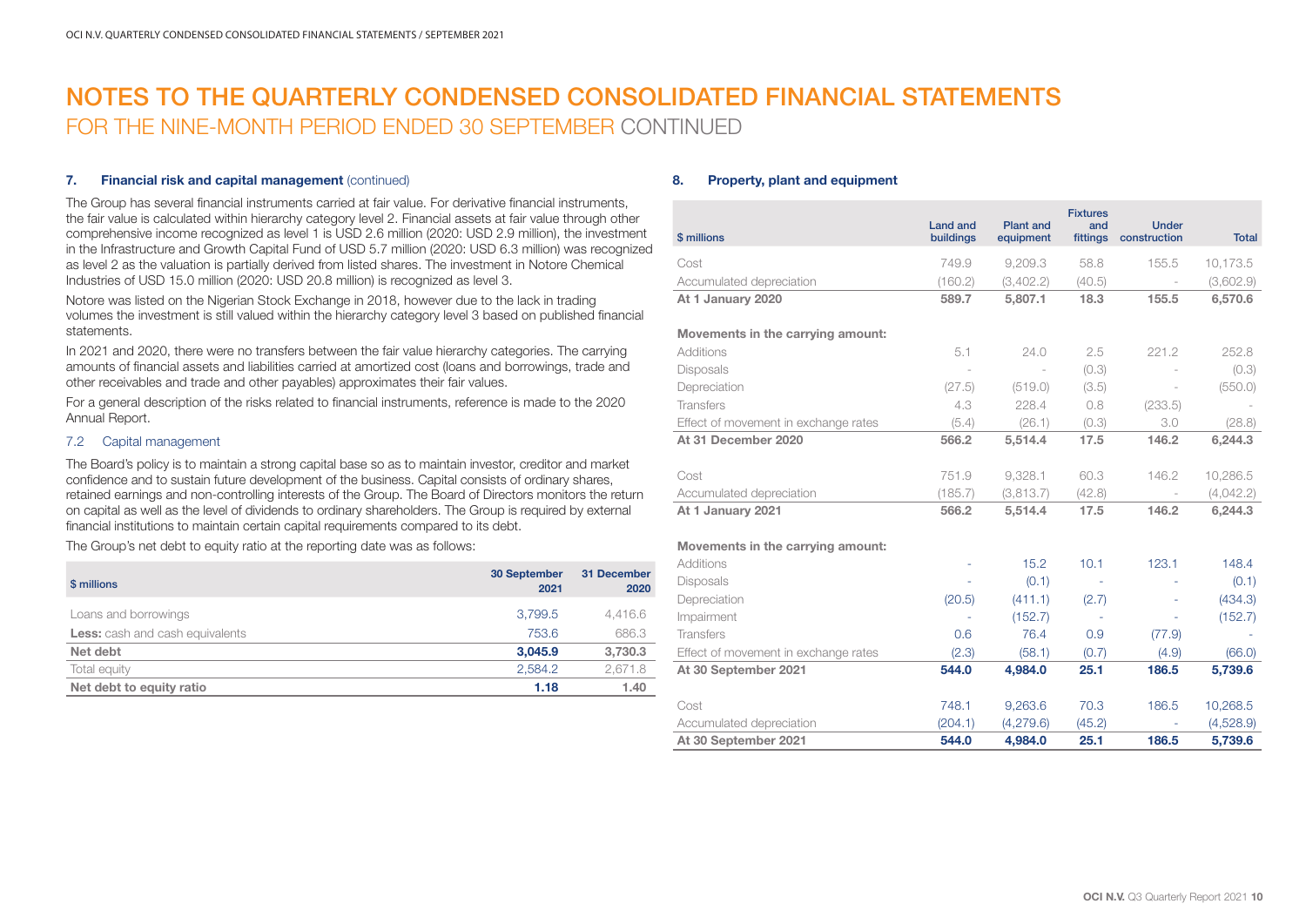# NOTES TO THE QUARTERLY CONDENSED CONSOLIDATED FINANCIAL STATEMENTS

## FOR THE NINE-MONTH PERIOD ENDED 30 SEPTEMBER CONTINUED

### 7. Financial risk and capital management (continued)

The Group has several financial instruments carried at fair value. For derivative financial instruments, the fair value is calculated within hierarchy category level 2. Financial assets at fair value through other comprehensive income recognized as level 1 is USD 2.6 million (2020: USD 2.9 million), the investment in the Infrastructure and Growth Capital Fund of USD 5.7 million (2020: USD 6.3 million) was recognized as level 2 as the valuation is partially derived from listed shares. The investment in Notore Chemical Industries of USD 15.0 million (2020: USD 20.8 million) is recognized as level 3.

Notore was listed on the Nigerian Stock Exchange in 2018, however due to the lack in trading volumes the investment is still valued within the hierarchy category level 3 based on published financial statements.

In 2021 and 2020, there were no transfers between the fair value hierarchy categories. The carrying amounts of financial assets and liabilities carried at amortized cost (loans and borrowings, trade and other receivables and trade and other payables) approximates their fair values.

For a general description of the risks related to financial instruments, reference is made to the 2020 Annual Report.

#### 7.2 Capital management

The Board's policy is to maintain a strong capital base so as to maintain investor, creditor and market confidence and to sustain future development of the business. Capital consists of ordinary shares, retained earnings and non-controlling interests of the Group. The Board of Directors monitors the return on capital as well as the level of dividends to ordinary shareholders. The Group is required by external financial institutions to maintain certain capital requirements compared to its debt.

The Group's net debt to equity ratio at the reporting date was as follows:

| $ millions | 30 September 2021 | 31 December 2020 |
|---|---|---|
| Loans and borrowings | 3,799.5 | 4,416.6 |
| **Less:** cash and cash equivalents | 753.6 | 686.3 |
| **Net debt** | **3,045.9** | **3,730.3** |
| Total equity | 2,584.2 | 2,671.8 |
| **Net debt to equity ratio** | **1.18** | **1.40** |

### 8. Property, plant and equipment

| $ millions | Land and buildings | Plant and equipment | Fixtures and fittings | Under construction | Total |
|---|---|---|---|---|---|
| Cost | 749.9 | 9,209.3 | 58.8 | 155.5 | 10,173.5 |
| Accumulated depreciation | (160.2) | (3,402.2) | (40.5) | - | (3,602.9) |
| **At 1 January 2020** | **589.7** | **5,807.1** | **18.3** | **155.5** | **6,570.6** |
| **Movements in the carrying amount:** | | | | | |
| Additions | 5.1 | 24.0 | 2.5 | 221.2 | 252.8 |
| Disposals | - | - | (0.3) | - | (0.3) |
| Depreciation | (27.5) | (519.0) | (3.5) | - | (550.0) |
| Transfers | 4.3 | 228.4 | 0.8 | (233.5) | - |
| Effect of movement in exchange rates | (5.4) | (26.1) | (0.3) | 3.0 | (28.8) |
| **At 31 December 2020** | **566.2** | **5,514.4** | **17.5** | **146.2** | **6,244.3** |
| Cost | 751.9 | 9,328.1 | 60.3 | 146.2 | 10,286.5 |
| Accumulated depreciation | (185.7) | (3,813.7) | (42.8) | - | (4,042.2) |
| **At 1 January 2021** | **566.2** | **5,514.4** | **17.5** | **146.2** | **6,244.3** |
| **Movements in the carrying amount:** | | | | | |
| Additions | - | 15.2 | 10.1 | 123.1 | 148.4 |
| Disposals | - | (0.1) | - | - | (0.1) |
| Depreciation | (20.5) | (411.1) | (2.7) | - | (434.3) |
| Impairment | - | (152.7) | - | - | (152.7) |
| Transfers | 0.6 | 76.4 | 0.9 | (77.9) | - |
| Effect of movement in exchange rates | (2.3) | (58.1) | (0.7) | (4.9) | (66.0) |
| **At 30 September 2021** | **544.0** | **4,984.0** | **25.1** | **186.5** | **5,739.6** |
| Cost | 748.1 | 9,263.6 | 70.3 | 186.5 | 10,268.5 |
| Accumulated depreciation | (204.1) | (4,279.6) | (45.2) | - | (4,528.9) |
| **At 30 September 2021** | **544.0** | **4,984.0** | **25.1** | **186.5** | **5,739.6** |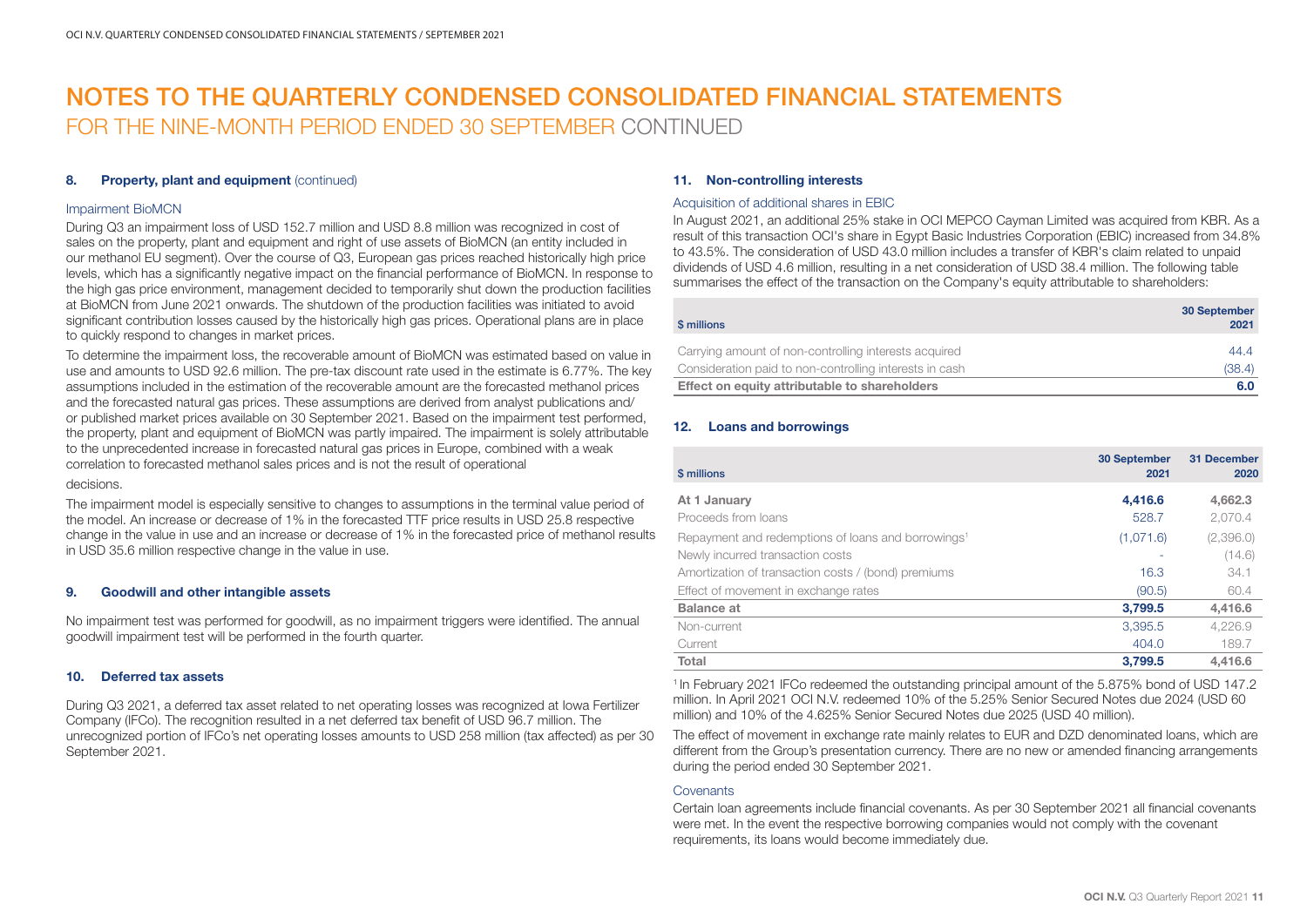# NOTES TO THE QUARTERLY CONDENSED CONSOLIDATED FINANCIAL STATEMENTS

## FOR THE NINE-MONTH PERIOD ENDED 30 SEPTEMBER CONTINUED

### 8. Property, plant and equipment (continued)

#### Impairment BioMCN

During Q3 an impairment loss of USD 152.7 million and USD 8.8 million was recognized in cost of sales on the property, plant and equipment and right of use assets of BioMCN (an entity included in our methanol EU segment). Over the course of Q3, European gas prices reached historically high price levels, which has a significantly negative impact on the financial performance of BioMCN. In response to the high gas price environment, management decided to temporarily shut down the production facilities at BioMCN from June 2021 onwards. The shutdown of the production facilities was initiated to avoid significant contribution losses caused by the historically high gas prices. Operational plans are in place to quickly respond to changes in market prices.

To determine the impairment loss, the recoverable amount of BioMCN was estimated based on value in use and amounts to USD 92.6 million. The pre-tax discount rate used in the estimate is 6.77%. The key assumptions included in the estimation of the recoverable amount are the forecasted methanol prices and the forecasted natural gas prices. These assumptions are derived from analyst publications and/or published market prices available on 30 September 2021. Based on the impairment test performed, the property, plant and equipment of BioMCN was partly impaired. The impairment is solely attributable to the unprecedented increase in forecasted natural gas prices in Europe, combined with a weak correlation to forecasted methanol sales prices and is not the result of operational decisions.

The impairment model is especially sensitive to changes to assumptions in the terminal value period of the model. An increase or decrease of 1% in the forecasted TTF price results in USD 25.8 respective change in the value in use and an increase or decrease of 1% in the forecasted price of methanol results in USD 35.6 million respective change in the value in use.

### 9. Goodwill and other intangible assets

No impairment test was performed for goodwill, as no impairment triggers were identified. The annual goodwill impairment test will be performed in the fourth quarter.

### 10. Deferred tax assets

During Q3 2021, a deferred tax asset related to net operating losses was recognized at Iowa Fertilizer Company (IFCo). The recognition resulted in a net deferred tax benefit of USD 96.7 million. The unrecognized portion of IFCo's net operating losses amounts to USD 258 million (tax affected) as per 30 September 2021.

### 11. Non-controlling interests

#### Acquisition of additional shares in EBIC

In August 2021, an additional 25% stake in OCI MEPCO Cayman Limited was acquired from KBR. As a result of this transaction OCI's share in Egypt Basic Industries Corporation (EBIC) increased from 34.8% to 43.5%. The consideration of USD 43.0 million includes a transfer of KBR's claim related to unpaid dividends of USD 4.6 million, resulting in a net consideration of USD 38.4 million. The following table summarises the effect of the transaction on the Company's equity attributable to shareholders:

| $ millions | 30 September 2021 |
|---|---|
| Carrying amount of non-controlling interests acquired | 44.4 |
| Consideration paid to non-controlling interests in cash | (38.4) |
| **Effect on equity attributable to shareholders** | **6.0** |

### 12. Loans and borrowings

| $ millions | 30 September 2021 | 31 December 2020 |
|---|---|---|
| **At 1 January** | **4,416.6** | **4,662.3** |
| Proceeds from loans | 528.7 | 2,070.4 |
| Repayment and redemptions of loans and borrowings[1] | (1,071.6) | (2,396.0) |
| Newly incurred transaction costs | - | (14.6) |
| Amortization of transaction costs / (bond) premiums | 16.3 | 34.1 |
| Effect of movement in exchange rates | (90.5) | 60.4 |
| **Balance at** | **3,799.5** | **4,416.6** |
| Non-current | 3,395.5 | 4,226.9 |
| Current | 404.0 | 189.7 |
| **Total** | **3,799.5** | **4,416.6** |

[1] In February 2021 IFCo redeemed the outstanding principal amount of the 5.875% bond of USD 147.2 million. In April 2021 OCI N.V. redeemed 10% of the 5.25% Senior Secured Notes due 2024 (USD 60 million) and 10% of the 4.625% Senior Secured Notes due 2025 (USD 40 million).

The effect of movement in exchange rate mainly relates to EUR and DZD denominated loans, which are different from the Group's presentation currency. There are no new or amended financing arrangements during the period ended 30 September 2021.

#### Covenants

Certain loan agreements include financial covenants. As per 30 September 2021 all financial covenants were met. In the event the respective borrowing companies would not comply with the covenant requirements, its loans would become immediately due.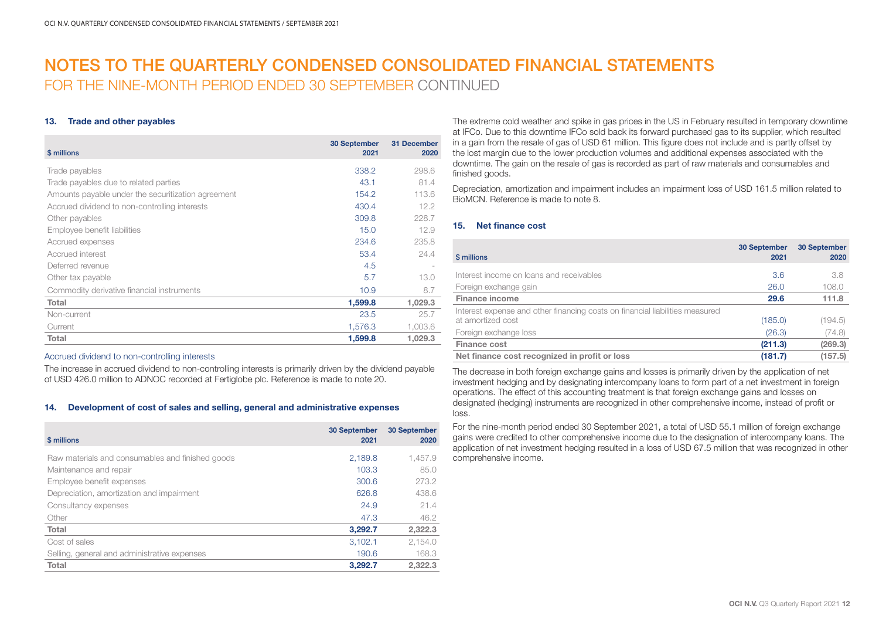# NOTES TO THE QUARTERLY CONDENSED CONSOLIDATED FINANCIAL STATEMENTS

## FOR THE NINE-MONTH PERIOD ENDED 30 SEPTEMBER CONTINUED

### 13. Trade and other payables

| $ millions | 30 September 2021 | 31 December 2020 |
|---|---|---|
| Trade payables | 338.2 | 298.6 |
| Trade payables due to related parties | 43.1 | 81.4 |
| Amounts payable under the securitization agreement | 154.2 | 113.6 |
| Accrued dividend to non-controlling interests | 430.4 | 12.2 |
| Other payables | 309.8 | 228.7 |
| Employee benefit liabilities | 15.0 | 12.9 |
| Accrued expenses | 234.6 | 235.8 |
| Accrued interest | 53.4 | 24.4 |
| Deferred revenue | 4.5 | - |
| Other tax payable | 5.7 | 13.0 |
| Commodity derivative financial instruments | 10.9 | 8.7 |
| **Total** | **1,599.8** | **1,029.3** |
| Non-current | 23.5 | 25.7 |
| Current | 1,576.3 | 1,003.6 |
| **Total** | **1,599.8** | **1,029.3** |

Accrued dividend to non-controlling interests

The increase in accrued dividend to non-controlling interests is primarily driven by the dividend payable of USD 426.0 million to ADNOC recorded at Fertiglobe plc. Reference is made to note 20.

### 14. Development of cost of sales and selling, general and administrative expenses

| $ millions | 30 September 2021 | 30 September 2020 |
|---|---|---|
| Raw materials and consumables and finished goods | 2,189.8 | 1,457.9 |
| Maintenance and repair | 103.3 | 85.0 |
| Employee benefit expenses | 300.6 | 273.2 |
| Depreciation, amortization and impairment | 626.8 | 438.6 |
| Consultancy expenses | 24.9 | 21.4 |
| Other | 47.3 | 46.2 |
| **Total** | **3,292.7** | **2,322.3** |
| Cost of sales | 3,102.1 | 2,154.0 |
| Selling, general and administrative expenses | 190.6 | 168.3 |
| **Total** | **3,292.7** | **2,322.3** |

The extreme cold weather and spike in gas prices in the US in February resulted in temporary downtime at IFCo. Due to this downtime IFCo sold back its forward purchased gas to its supplier, which resulted in a gain from the resale of gas of USD 61 million. This figure does not include and is partly offset by the lost margin due to the lower production volumes and additional expenses associated with the downtime. The gain on the resale of gas is recorded as part of raw materials and consumables and finished goods.

Depreciation, amortization and impairment includes an impairment loss of USD 161.5 million related to BioMCN. Reference is made to note 8.

### 15. Net finance cost

| $ millions | 30 September 2021 | 30 September 2020 |
|---|---|---|
| Interest income on loans and receivables | 3.6 | 3.8 |
| Foreign exchange gain | 26.0 | 108.0 |
| **Finance income** | **29.6** | **111.8** |
| Interest expense and other financing costs on financial liabilities measured at amortized cost | (185.0) | (194.5) |
| Foreign exchange loss | (26.3) | (74.8) |
| **Finance cost** | **(211.3)** | **(269.3)** |
| **Net finance cost recognized in profit or loss** | **(181.7)** | **(157.5)** |

The decrease in both foreign exchange gains and losses is primarily driven by the application of net investment hedging and by designating intercompany loans to form part of a net investment in foreign operations. The effect of this accounting treatment is that foreign exchange gains and losses on designated (hedging) instruments are recognized in other comprehensive income, instead of profit or loss.

For the nine-month period ended 30 September 2021, a total of USD 55.1 million of foreign exchange gains were credited to other comprehensive income due to the designation of intercompany loans. The application of net investment hedging resulted in a loss of USD 67.5 million that was recognized in other comprehensive income.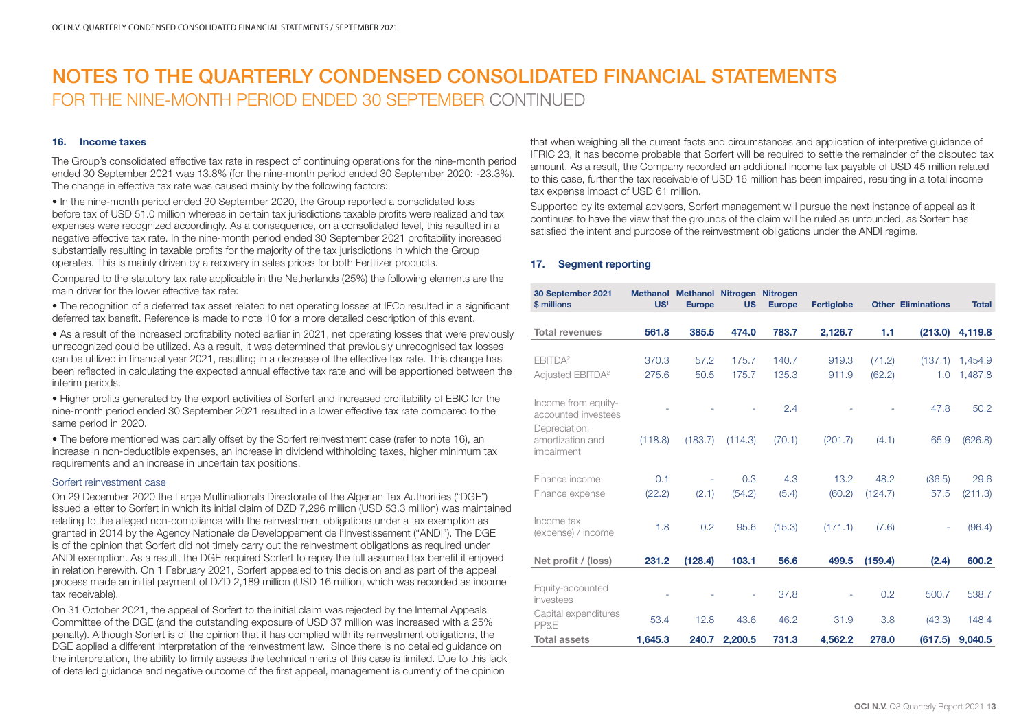# NOTES TO THE QUARTERLY CONDENSED CONSOLIDATED FINANCIAL STATEMENTS

## FOR THE NINE-MONTH PERIOD ENDED 30 SEPTEMBER CONTINUED

### 16. Income taxes

The Group's consolidated effective tax rate in respect of continuing operations for the nine-month period ended 30 September 2021 was 13.8% (for the nine-month period ended 30 September 2020: -23.3%). The change in effective tax rate was caused mainly by the following factors:

- In the nine-month period ended 30 September 2020, the Group reported a consolidated loss before tax of USD 51.0 million whereas in certain tax jurisdictions taxable profits were realized and tax expenses were recognized accordingly. As a consequence, on a consolidated level, this resulted in a negative effective tax rate. In the nine-month period ended 30 September 2021 profitability increased substantially resulting in taxable profits for the majority of the tax jurisdictions in which the Group operates. This is mainly driven by a recovery in sales prices for both Fertilizer products.

Compared to the statutory tax rate applicable in the Netherlands (25%) the following elements are the main driver for the lower effective tax rate:

- The recognition of a deferred tax asset related to net operating losses at IFCo resulted in a significant deferred tax benefit. Reference is made to note 10 for a more detailed description of this event.
- As a result of the increased profitability noted earlier in 2021, net operating losses that were previously unrecognized could be utilized. As a result, it was determined that previously unrecognised tax losses can be utilized in financial year 2021, resulting in a decrease of the effective tax rate. This change has been reflected in calculating the expected annual effective tax rate and will be apportioned between the interim periods.
- Higher profits generated by the export activities of Sorfert and increased profitability of EBIC for the nine-month period ended 30 September 2021 resulted in a lower effective tax rate compared to the same period in 2020.
- The before mentioned was partially offset by the Sorfert reinvestment case (refer to note 16), an increase in non-deductible expenses, an increase in dividend withholding taxes, higher minimum tax requirements and an increase in uncertain tax positions.

#### Sorfert reinvestment case

On 29 December 2020 the Large Multinationals Directorate of the Algerian Tax Authorities ("DGE") issued a letter to Sorfert in which its initial claim of DZD 7,296 million (USD 53.3 million) was maintained relating to the alleged non-compliance with the reinvestment obligations under a tax exemption as granted in 2014 by the Agency Nationale de Developpement de l'Investissement ("ANDI"). The DGE is of the opinion that Sorfert did not timely carry out the reinvestment obligations as required under ANDI exemption. As a result, the DGE required Sorfert to repay the full assumed tax benefit it enjoyed in relation herewith. On 1 February 2021, Sorfert appealed to this decision and as part of the appeal process made an initial payment of DZD 2,189 million (USD 16 million, which was recorded as income tax receivable).

On 31 October 2021, the appeal of Sorfert to the initial claim was rejected by the Internal Appeals Committee of the DGE (and the outstanding exposure of USD 37 million was increased with a 25% penalty). Although Sorfert is of the opinion that it has complied with its reinvestment obligations, the DGE applied a different interpretation of the reinvestment law. Since there is no detailed guidance on the interpretation, the ability to firmly assess the technical merits of this case is limited. Due to this lack of detailed guidance and negative outcome of the first appeal, management is currently of the opinion that when weighing all the current facts and circumstances and application of interpretive guidance of IFRIC 23, it has become probable that Sorfert will be required to settle the remainder of the disputed tax amount. As a result, the Company recorded an additional income tax payable of USD 45 million related to this case, further the tax receivable of USD 16 million has been impaired, resulting in a total income tax expense impact of USD 61 million.

Supported by its external advisors, Sorfert management will pursue the next instance of appeal as it continues to have the view that the grounds of the claim will be ruled as unfounded, as Sorfert has satisfied the intent and purpose of the reinvestment obligations under the ANDI regime.

### 17. Segment reporting

| 30 September 2021<br>$ millions | Methanol US[1] | Methanol Europe | Nitrogen US | Nitrogen Europe | Fertiglobe | Other | Eliminations | Total |
|---|---|---|---|---|---|---|---|---|
| **Total revenues** | **561.8** | **385.5** | **474.0** | **783.7** | **2,126.7** | **1.1** | **(213.0)** | **4,119.8** |
| EBITDA[2] | 370.3 | 57.2 | 175.7 | 140.7 | 919.3 | (71.2) | (137.1) | 1,454.9 |
| Adjusted EBITDA[2] | 275.6 | 50.5 | 175.7 | 135.3 | 911.9 | (62.2) | 1.0 | 1,487.8 |
| Income from equity-accounted investees | - | - | - | 2.4 | - | - | 47.8 | 50.2 |
| Depreciation, amortization and impairment | (118.8) | (183.7) | (114.3) | (70.1) | (201.7) | (4.1) | 65.9 | (626.8) |
| Finance income | 0.1 | - | 0.3 | 4.3 | 13.2 | 48.2 | (36.5) | 29.6 |
| Finance expense | (22.2) | (2.1) | (54.2) | (5.4) | (60.2) | (124.7) | 57.5 | (211.3) |
| Income tax (expense) / income | 1.8 | 0.2 | 95.6 | (15.3) | (171.1) | (7.6) | - | (96.4) |
| **Net profit / (loss)** | **231.2** | **(128.4)** | **103.1** | **56.6** | **499.5** | **(159.4)** | **(2.4)** | **600.2** |
| Equity-accounted investees | - | - | - | 37.8 | - | 0.2 | 500.7 | 538.7 |
| Capital expenditures PP&E | 53.4 | 12.8 | 43.6 | 46.2 | 31.9 | 3.8 | (43.3) | 148.4 |
| **Total assets** | **1,645.3** | **240.7** | **2,200.5** | **731.3** | **4,562.2** | **278.0** | **(617.5)** | **9,040.5** |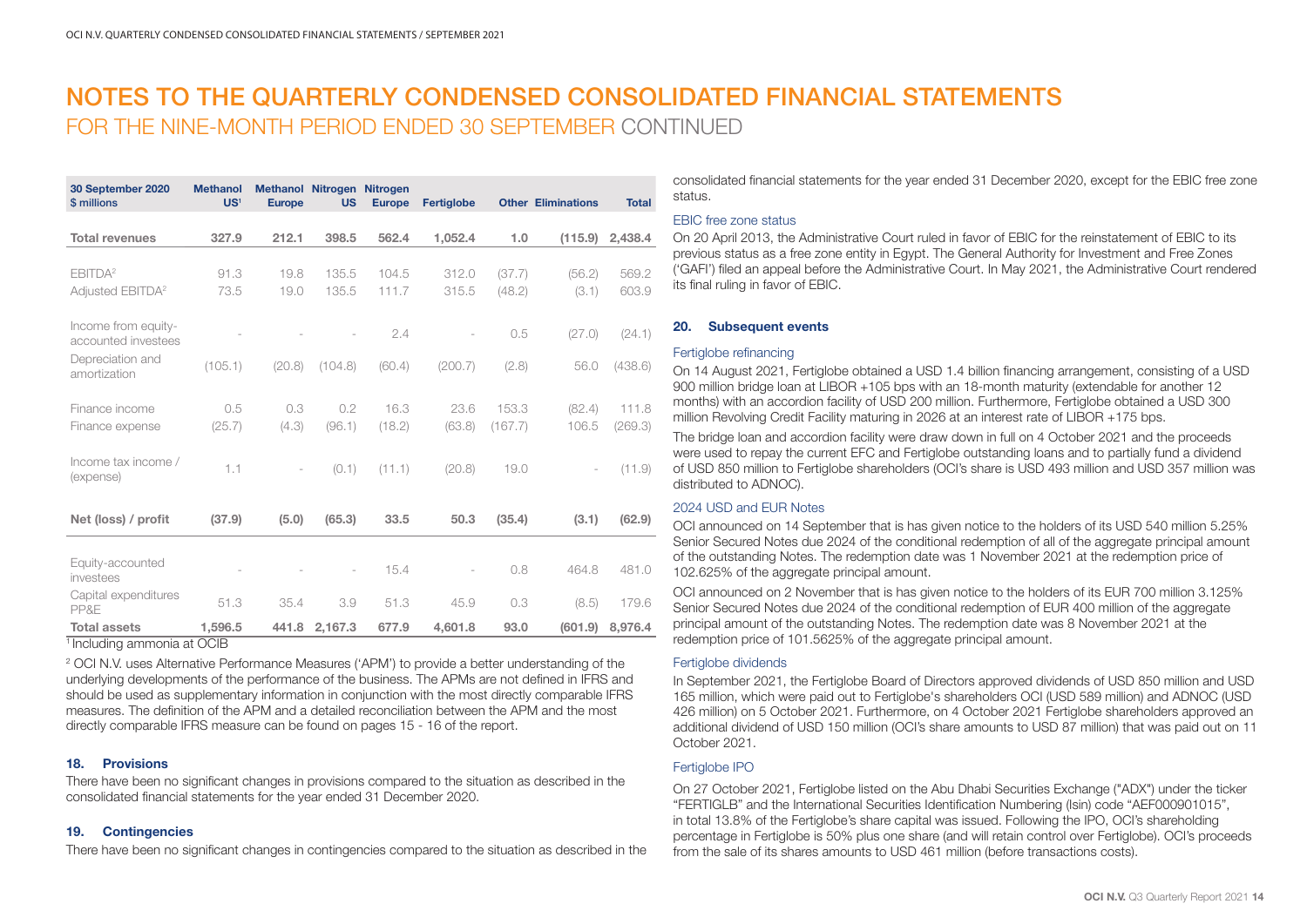# NOTES TO THE QUARTERLY CONDENSED CONSOLIDATED FINANCIAL STATEMENTS

## FOR THE NINE-MONTH PERIOD ENDED 30 SEPTEMBER CONTINUED

| 30 September 2020 $ millions | Methanol US[1] | Methanol Europe | Nitrogen US | Nitrogen Europe | Fertiglobe | Other | Eliminations | Total |
|---|---|---|---|---|---|---|---|---|
| **Total revenues** | **327.9** | **212.1** | **398.5** | **562.4** | **1,052.4** | **1.0** | **(115.9)** | **2,438.4** |
| EBITDA[2] | 91.3 | 19.8 | 135.5 | 104.5 | 312.0 | (37.7) | (56.2) | 569.2 |
| Adjusted EBITDA[2] | 73.5 | 19.0 | 135.5 | 111.7 | 315.5 | (48.2) | (3.1) | 603.9 |
| Income from equity-accounted investees | - | - | - | 2.4 | - | 0.5 | (27.0) | (24.1) |
| Depreciation and amortization | (105.1) | (20.8) | (104.8) | (60.4) | (200.7) | (2.8) | 56.0 | (438.6) |
| Finance income | 0.5 | 0.3 | 0.2 | 16.3 | 23.6 | 153.3 | (82.4) | 111.8 |
| Finance expense | (25.7) | (4.3) | (96.1) | (18.2) | (63.8) | (167.7) | 106.5 | (269.3) |
| Income tax income / (expense) | 1.1 | - | (0.1) | (11.1) | (20.8) | 19.0 | - | (11.9) |
| **Net (loss) / profit** | **(37.9)** | **(5.0)** | **(65.3)** | **33.5** | **50.3** | **(35.4)** | **(3.1)** | **(62.9)** |
| Equity-accounted investees | - | - | - | 15.4 | - | 0.8 | 464.8 | 481.0 |
| Capital expenditures PP&E | 51.3 | 35.4 | 3.9 | 51.3 | 45.9 | 0.3 | (8.5) | 179.6 |
| **Total assets** | **1,596.5** | **441.8** | **2,167.3** | **677.9** | **4,601.8** | **93.0** | **(601.9)** | **8,976.4** |

[1] Including ammonia at OCIB

[2] OCI N.V. uses Alternative Performance Measures ('APM') to provide a better understanding of the underlying developments of the performance of the business. The APMs are not defined in IFRS and should be used as supplementary information in conjunction with the most directly comparable IFRS measures. The definition of the APM and a detailed reconciliation between the APM and the most directly comparable IFRS measure can be found on pages 15 - 16 of the report.

### 18. Provisions

There have been no significant changes in provisions compared to the situation as described in the consolidated financial statements for the year ended 31 December 2020.

### 19. Contingencies

There have been no significant changes in contingencies compared to the situation as described in the consolidated financial statements for the year ended 31 December 2020, except for the EBIC free zone status.

#### EBIC free zone status

On 20 April 2013, the Administrative Court ruled in favor of EBIC for the reinstatement of EBIC to its previous status as a free zone entity in Egypt. The General Authority for Investment and Free Zones ('GAFI') filed an appeal before the Administrative Court. In May 2021, the Administrative Court rendered its final ruling in favor of EBIC.

### 20. Subsequent events

#### Fertiglobe refinancing

On 14 August 2021, Fertiglobe obtained a USD 1.4 billion financing arrangement, consisting of a USD 900 million bridge loan at LIBOR +105 bps with an 18-month maturity (extendable for another 12 months) with an accordion facility of USD 200 million. Furthermore, Fertiglobe obtained a USD 300 million Revolving Credit Facility maturing in 2026 at an interest rate of LIBOR +175 bps.

The bridge loan and accordion facility were draw down in full on 4 October 2021 and the proceeds were used to repay the current EFC and Fertiglobe outstanding loans and to partially fund a dividend of USD 850 million to Fertiglobe shareholders (OCI's share is USD 493 million and USD 357 million was distributed to ADNOC).

#### 2024 USD and EUR Notes

OCI announced on 14 September that is has given notice to the holders of its USD 540 million 5.25% Senior Secured Notes due 2024 of the conditional redemption of all of the aggregate principal amount of the outstanding Notes. The redemption date was 1 November 2021 at the redemption price of 102.625% of the aggregate principal amount.

OCI announced on 2 November that is has given notice to the holders of its EUR 700 million 3.125% Senior Secured Notes due 2024 of the conditional redemption of EUR 400 million of the aggregate principal amount of the outstanding Notes. The redemption date was 8 November 2021 at the redemption price of 101.5625% of the aggregate principal amount.

#### Fertiglobe dividends

In September 2021, the Fertiglobe Board of Directors approved dividends of USD 850 million and USD 165 million, which were paid out to Fertiglobe's shareholders OCI (USD 589 million) and ADNOC (USD 426 million) on 5 October 2021. Furthermore, on 4 October 2021 Fertiglobe shareholders approved an additional dividend of USD 150 million (OCI's share amounts to USD 87 million) that was paid out on 11 October 2021.

#### Fertiglobe IPO

On 27 October 2021, Fertiglobe listed on the Abu Dhabi Securities Exchange ("ADX") under the ticker "FERTIGLB" and the International Securities Identification Numbering (Isin) code "AEF000901015", in total 13.8% of the Fertiglobe's share capital was issued. Following the IPO, OCI's shareholding percentage in Fertiglobe is 50% plus one share (and will retain control over Fertiglobe). OCI's proceeds from the sale of its shares amounts to USD 461 million (before transactions costs).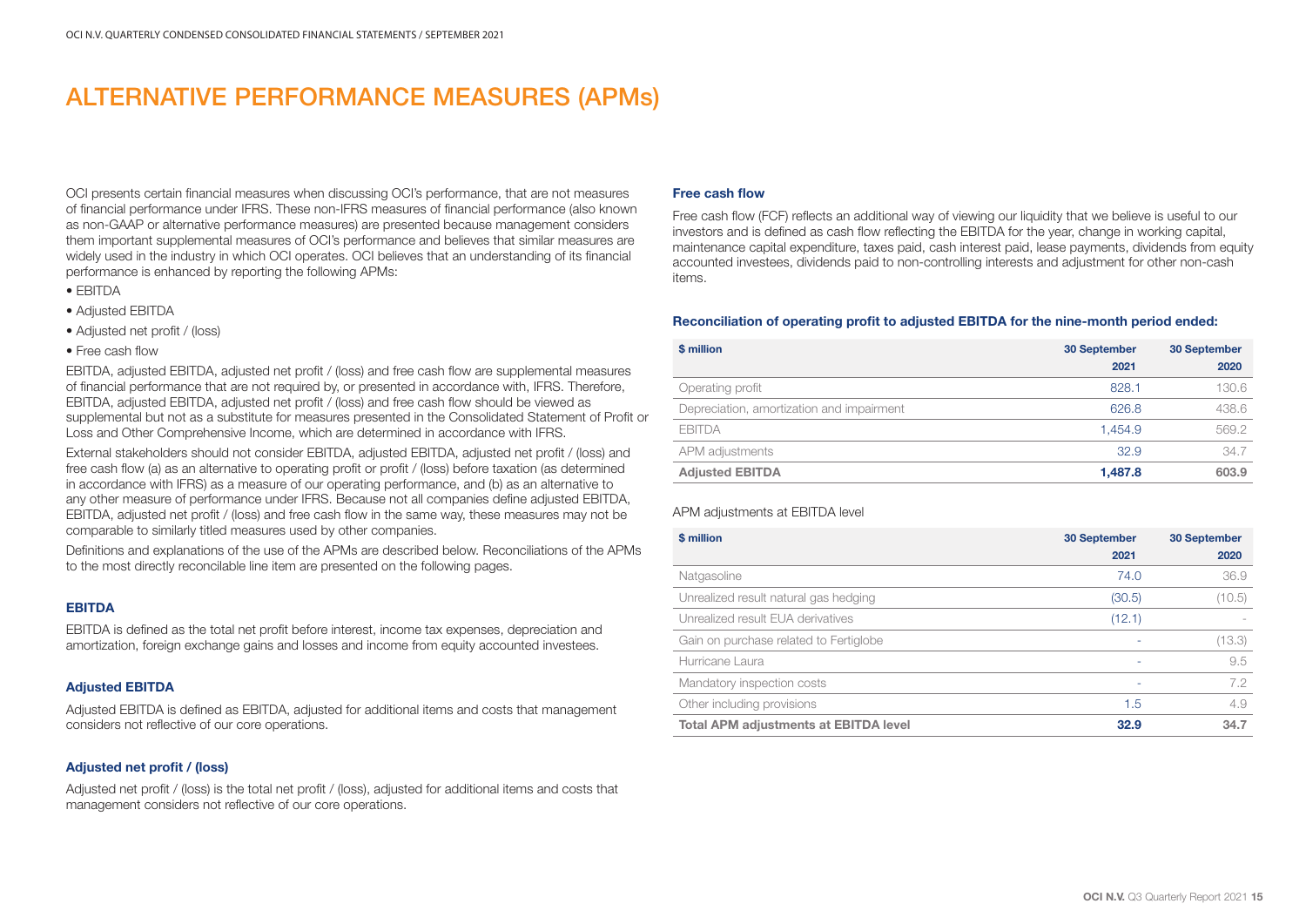# ALTERNATIVE PERFORMANCE MEASURES (APMs)

OCI presents certain financial measures when discussing OCI's performance, that are not measures of financial performance under IFRS. These non-IFRS measures of financial performance (also known as non-GAAP or alternative performance measures) are presented because management considers them important supplemental measures of OCI's performance and believes that similar measures are widely used in the industry in which OCI operates. OCI believes that an understanding of its financial performance is enhanced by reporting the following APMs:

- EBITDA
- Adjusted EBITDA
- Adjusted net profit / (loss)
- Free cash flow

EBITDA, adjusted EBITDA, adjusted net profit / (loss) and free cash flow are supplemental measures of financial performance that are not required by, or presented in accordance with, IFRS. Therefore, EBITDA, adjusted EBITDA, adjusted net profit / (loss) and free cash flow should be viewed as supplemental but not as a substitute for measures presented in the Consolidated Statement of Profit or Loss and Other Comprehensive Income, which are determined in accordance with IFRS.

External stakeholders should not consider EBITDA, adjusted EBITDA, adjusted net profit / (loss) and free cash flow (a) as an alternative to operating profit or profit / (loss) before taxation (as determined in accordance with IFRS) as a measure of our operating performance, and (b) as an alternative to any other measure of performance under IFRS. Because not all companies define adjusted EBITDA, EBITDA, adjusted net profit / (loss) and free cash flow in the same way, these measures may not be comparable to similarly titled measures used by other companies.

Definitions and explanations of the use of the APMs are described below. Reconciliations of the APMs to the most directly reconcilable line item are presented on the following pages.

### EBITDA

EBITDA is defined as the total net profit before interest, income tax expenses, depreciation and amortization, foreign exchange gains and losses and income from equity accounted investees.

### Adjusted EBITDA

Adjusted EBITDA is defined as EBITDA, adjusted for additional items and costs that management considers not reflective of our core operations.

### Adjusted net profit / (loss)

Adjusted net profit / (loss) is the total net profit / (loss), adjusted for additional items and costs that management considers not reflective of our core operations.

### Free cash flow

Free cash flow (FCF) reflects an additional way of viewing our liquidity that we believe is useful to our investors and is defined as cash flow reflecting the EBITDA for the year, change in working capital, maintenance capital expenditure, taxes paid, cash interest paid, lease payments, dividends from equity accounted investees, dividends paid to non-controlling interests and adjustment for other non-cash items.

**Reconciliation of operating profit to adjusted EBITDA for the nine-month period ended:**

| $ million | 30 September 2021 | 30 September 2020 |
|---|---|---|
| Operating profit | 828.1 | 130.6 |
| Depreciation, amortization and impairment | 626.8 | 438.6 |
| EBITDA | 1,454.9 | 569.2 |
| APM adjustments | 32.9 | 34.7 |
| **Adjusted EBITDA** | **1,487.8** | **603.9** |

APM adjustments at EBITDA level

| $ million | 30 September 2021 | 30 September 2020 |
|---|---|---|
| Natgasoline | 74.0 | 36.9 |
| Unrealized result natural gas hedging | (30.5) | (10.5) |
| Unrealized result EUA derivatives | (12.1) | - |
| Gain on purchase related to Fertiglobe | - | (13.3) |
| Hurricane Laura | - | 9.5 |
| Mandatory inspection costs | - | 7.2 |
| Other including provisions | 1.5 | 4.9 |
| **Total APM adjustments at EBITDA level** | **32.9** | **34.7** |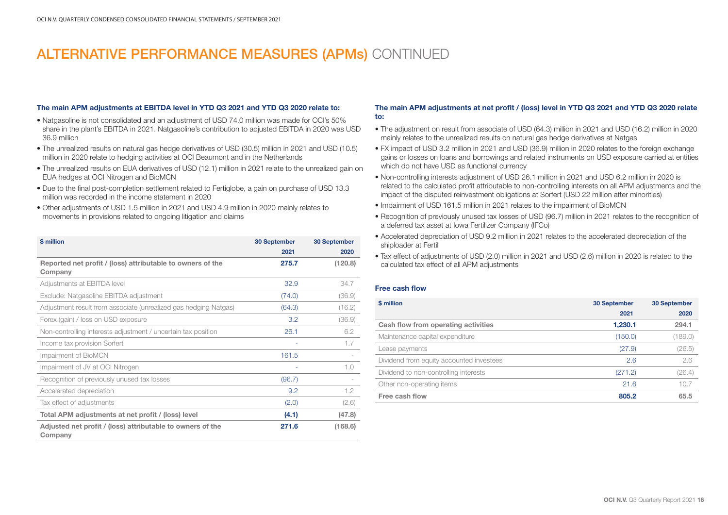# ALTERNATIVE PERFORMANCE MEASURES (APMs) CONTINUED

**The main APM adjustments at EBITDA level in YTD Q3 2021 and YTD Q3 2020 relate to:**

- Natgasoline is not consolidated and an adjustment of USD 74.0 million was made for OCI's 50% share in the plant's EBITDA in 2021. Natgasoline's contribution to adjusted EBITDA in 2020 was USD 36.9 million
- The unrealized results on natural gas hedge derivatives of USD (30.5) million in 2021 and USD (10.5) million in 2020 relate to hedging activities at OCI Beaumont and in the Netherlands
- The unrealized results on EUA derivatives of USD (12.1) million in 2021 relate to the unrealized gain on EUA hedges at OCI Nitrogen and BioMCN
- Due to the final post-completion settlement related to Fertiglobe, a gain on purchase of USD 13.3 million was recorded in the income statement in 2020
- Other adjustments of USD 1.5 million in 2021 and USD 4.9 million in 2020 mainly relates to movements in provisions related to ongoing litigation and claims

| $ million | 30 September 2021 | 30 September 2020 |
|---|---|---|
| **Reported net profit / (loss) attributable to owners of the Company** | **275.7** | **(120.8)** |
| Adjustments at EBITDA level | 32.9 | 34.7 |
| Exclude: Natgasoline EBITDA adjustment | (74.0) | (36.9) |
| Adjustment result from associate (unrealized gas hedging Natgas) | (64.3) | (16.2) |
| Forex (gain) / loss on USD exposure | 3.2 | (36.9) |
| Non-controlling interests adjustment / uncertain tax position | 26.1 | 6.2 |
| Income tax provision Sorfert | - | 1.7 |
| Impairment of BioMCN | 161.5 | - |
| Impairment of JV at OCI Nitrogen | - | 1.0 |
| Recognition of previously unused tax losses | (96.7) | - |
| Accelerated depreciation | 9.2 | 1.2 |
| Tax effect of adjustments | (2.0) | (2.6) |
| **Total APM adjustments at net profit / (loss) level** | **(4.1)** | **(47.8)** |
| **Adjusted net profit / (loss) attributable to owners of the Company** | **271.6** | **(168.6)** |

**The main APM adjustments at net profit / (loss) level in YTD Q3 2021 and YTD Q3 2020 relate to:**

- The adjustment on result from associate of USD (64.3) million in 2021 and USD (16.2) million in 2020 mainly relates to the unrealized results on natural gas hedge derivatives at Natgas
- FX impact of USD 3.2 million in 2021 and USD (36.9) million in 2020 relates to the foreign exchange gains or losses on loans and borrowings and related instruments on USD exposure carried at entities which do not have USD as functional currency
- Non-controlling interests adjustment of USD 26.1 million in 2021 and USD 6.2 million in 2020 is related to the calculated profit attributable to non-controlling interests on all APM adjustments and the impact of the disputed reinvestment obligations at Sorfert (USD 22 million after minorities)
- Impairment of USD 161.5 million in 2021 relates to the impairment of BioMCN
- Recognition of previously unused tax losses of USD (96.7) million in 2021 relates to the recognition of a deferred tax asset at Iowa Fertilizer Company (IFCo)
- Accelerated depreciation of USD 9.2 million in 2021 relates to the accelerated depreciation of the shiploader at Fertil
- Tax effect of adjustments of USD (2.0) million in 2021 and USD (2.6) million in 2020 is related to the calculated tax effect of all APM adjustments

**Free cash flow**

| $ million | 30 September 2021 | 30 September 2020 |
|---|---|---|
| **Cash flow from operating activities** | **1,230.1** | **294.1** |
| Maintenance capital expenditure | (150.0) | (189.0) |
| Lease payments | (27.9) | (26.5) |
| Dividend from equity accounted investees | 2.6 | 2.6 |
| Dividend to non-controlling interests | (271.2) | (26.4) |
| Other non-operating items | 21.6 | 10.7 |
| **Free cash flow** | **805.2** | **65.5** |